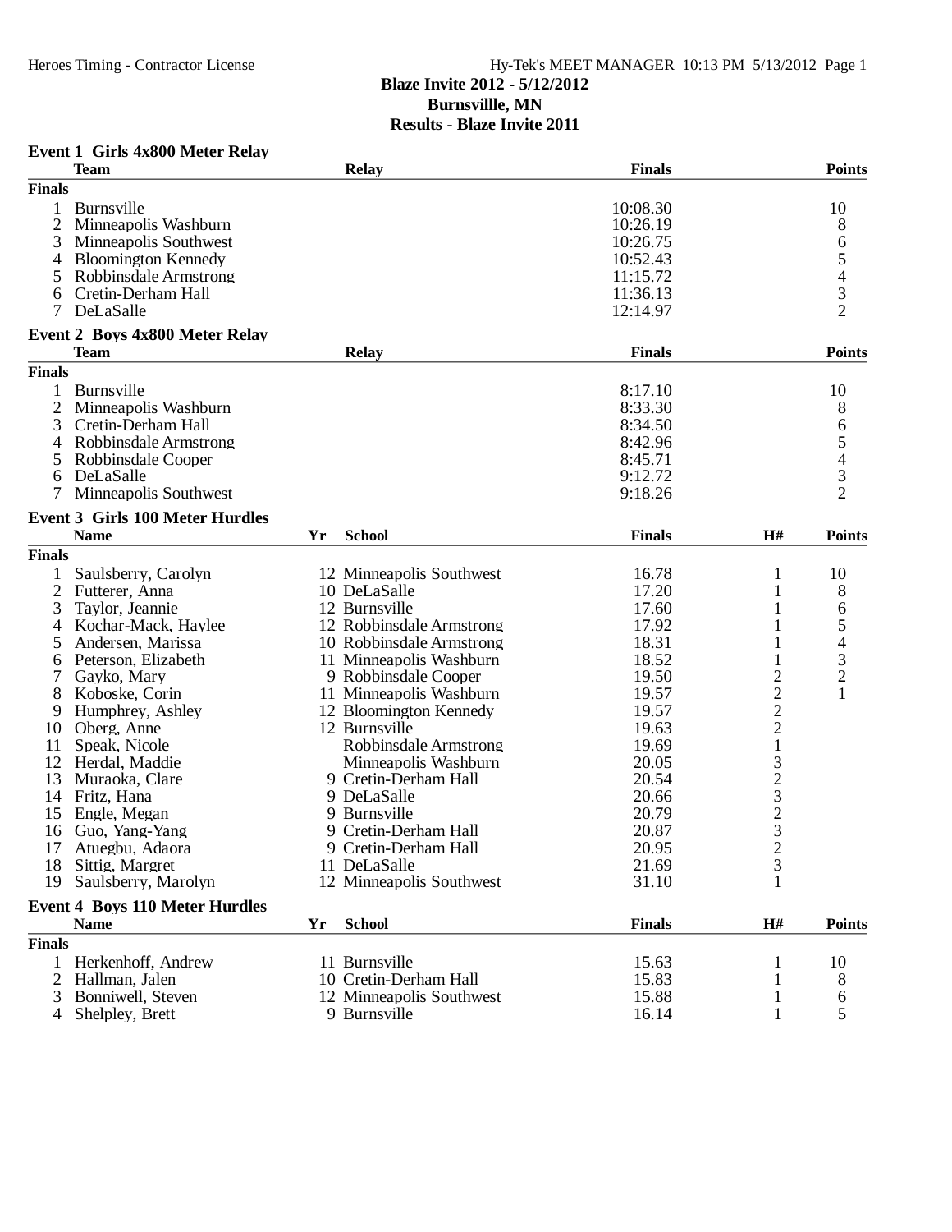# Blaze Invite 2012 - 5/12/2012
## Burnsvillle, MN
## Results - Blaze Invite 2011

### Event 1 Girls 4x800 Meter Relay

| | Team | Relay | Finals | Points |
|---|---|---|---|---|
| **Finals** | | | | |
| 1 | Burnsville | | 10:08.30 | 10 |
| 2 | Minneapolis Washburn | | 10:26.19 | 8 |
| 3 | Minneapolis Southwest | | 10:26.75 | 6 |
| 4 | Bloomington Kennedy | | 10:52.43 | 5 |
| 5 | Robbinsdale Armstrong | | 11:15.72 | 4 |
| 6 | Cretin-Derham Hall | | 11:36.13 | 3 |
| 7 | DeLaSalle | | 12:14.97 | 2 |

### Event 2 Boys 4x800 Meter Relay

| | Team | Relay | Finals | Points |
|---|---|---|---|---|
| **Finals** | | | | |
| 1 | Burnsville | | 8:17.10 | 10 |
| 2 | Minneapolis Washburn | | 8:33.30 | 8 |
| 3 | Cretin-Derham Hall | | 8:34.50 | 6 |
| 4 | Robbinsdale Armstrong | | 8:42.96 | 5 |
| 5 | Robbinsdale Cooper | | 8:45.71 | 4 |
| 6 | DeLaSalle | | 9:12.72 | 3 |
| 7 | Minneapolis Southwest | | 9:18.26 | 2 |

### Event 3 Girls 100 Meter Hurdles

| | Name | Yr | School | Finals | H# | Points |
|---|---|---|---|---|---|---|
| **Finals** | | | | | | |
| 1 | Saulsberry, Carolyn | 12 | Minneapolis Southwest | 16.78 | 1 | 10 |
| 2 | Futterer, Anna | 10 | DeLaSalle | 17.20 | 1 | 8 |
| 3 | Taylor, Jeannie | 12 | Burnsville | 17.60 | 1 | 6 |
| 4 | Kochar-Mack, Haylee | 12 | Robbinsdale Armstrong | 17.92 | 1 | 5 |
| 5 | Andersen, Marissa | 10 | Robbinsdale Armstrong | 18.31 | 1 | 4 |
| 6 | Peterson, Elizabeth | 11 | Minneapolis Washburn | 18.52 | 1 | 3 |
| 7 | Gayko, Mary | 9 | Robbinsdale Cooper | 19.50 | 2 | 2 |
| 8 | Koboske, Corin | 11 | Minneapolis Washburn | 19.57 | 2 | 1 |
| 9 | Humphrey, Ashley | 12 | Bloomington Kennedy | 19.57 | 2 | |
| 10 | Oberg, Anne | 12 | Burnsville | 19.63 | 2 | |
| 11 | Speak, Nicole | | Robbinsdale Armstrong | 19.69 | 1 | |
| 12 | Herdal, Maddie | | Minneapolis Washburn | 20.05 | 3 | |
| 13 | Muraoka, Clare | 9 | Cretin-Derham Hall | 20.54 | 2 | |
| 14 | Fritz, Hana | 9 | DeLaSalle | 20.66 | 3 | |
| 15 | Engle, Megan | 9 | Burnsville | 20.79 | 2 | |
| 16 | Guo, Yang-Yang | 9 | Cretin-Derham Hall | 20.87 | 3 | |
| 17 | Atuegbu, Adaora | 9 | Cretin-Derham Hall | 20.95 | 2 | |
| 18 | Sittig, Margret | 11 | DeLaSalle | 21.69 | 3 | |
| 19 | Saulsberry, Marolyn | 12 | Minneapolis Southwest | 31.10 | 1 | |

### Event 4 Boys 110 Meter Hurdles

| | Name | Yr | School | Finals | H# | Points |
|---|---|---|---|---|---|---|
| **Finals** | | | | | | |
| 1 | Herkenhoff, Andrew | 11 | Burnsville | 15.63 | 1 | 10 |
| 2 | Hallman, Jalen | 10 | Cretin-Derham Hall | 15.83 | 1 | 8 |
| 3 | Bonniwell, Steven | 12 | Minneapolis Southwest | 15.88 | 1 | 6 |
| 4 | Shelpley, Brett | 9 | Burnsville | 16.14 | 1 | 5 |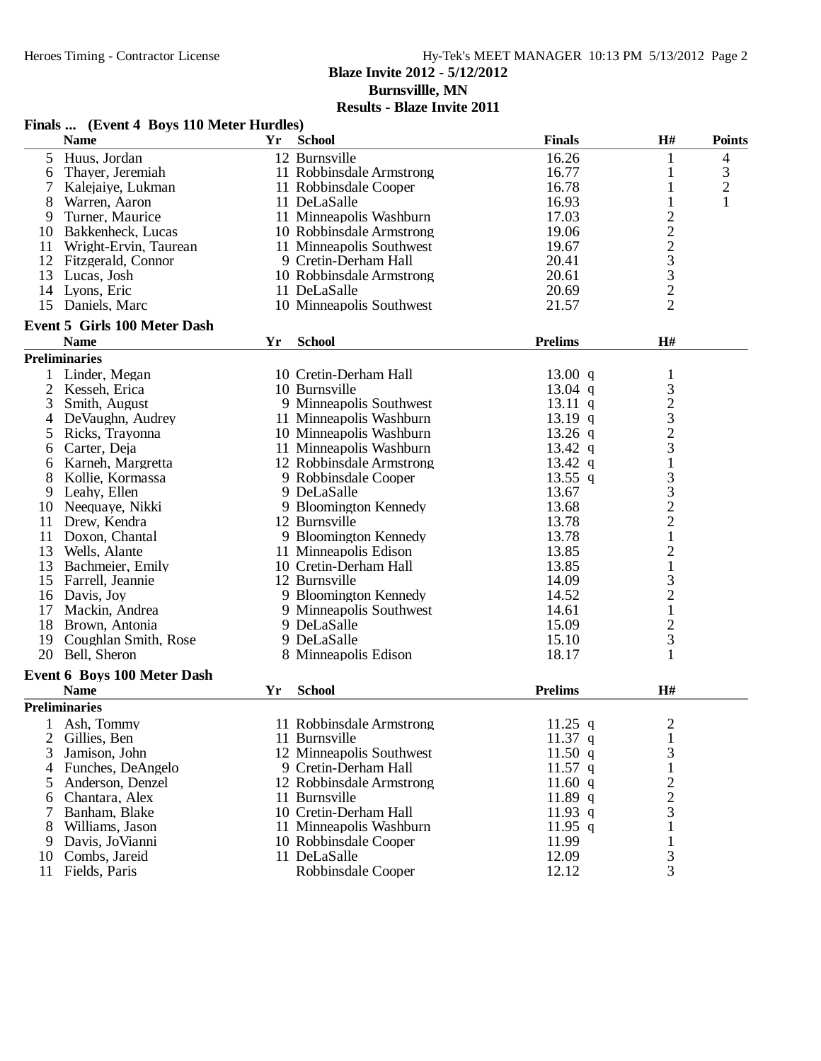**Blaze Invite 2012 - 5/12/2012**
**Burnsvillle, MN**
**Results - Blaze Invite 2011**

### Finals ... (Event 4 Boys 110 Meter Hurdles)

| | Name | Yr | School | Finals | H# | Points |
|---|---|---|---|---|---|---|
| 5 | Huus, Jordan | 12 | Burnsville | 16.26 | 1 | 4 |
| 6 | Thayer, Jeremiah | 11 | Robbinsdale Armstrong | 16.77 | 1 | 3 |
| 7 | Kalejaiye, Lukman | 11 | Robbinsdale Cooper | 16.78 | 1 | 2 |
| 8 | Warren, Aaron | 11 | DeLaSalle | 16.93 | 1 | 1 |
| 9 | Turner, Maurice | 11 | Minneapolis Washburn | 17.03 | 2 | |
| 10 | Bakkenheck, Lucas | 10 | Robbinsdale Armstrong | 19.06 | 2 | |
| 11 | Wright-Ervin, Taurean | 11 | Minneapolis Southwest | 19.67 | 2 | |
| 12 | Fitzgerald, Connor | 9 | Cretin-Derham Hall | 20.41 | 3 | |
| 13 | Lucas, Josh | 10 | Robbinsdale Armstrong | 20.61 | 3 | |
| 14 | Lyons, Eric | 11 | DeLaSalle | 20.69 | 2 | |
| 15 | Daniels, Marc | 10 | Minneapolis Southwest | 21.57 | 2 | |

### Event 5 Girls 100 Meter Dash

**Preliminaries**

| | Name | Yr | School | Prelims | H# |
|---|---|---|---|---|---|
| 1 | Linder, Megan | 10 | Cretin-Derham Hall | 13.00 q | 1 |
| 2 | Kesseh, Erica | 10 | Burnsville | 13.04 q | 3 |
| 3 | Smith, August | 9 | Minneapolis Southwest | 13.11 q | 2 |
| 4 | DeVaughn, Audrey | 11 | Minneapolis Washburn | 13.19 q | 3 |
| 5 | Ricks, Trayonna | 10 | Minneapolis Washburn | 13.26 q | 2 |
| 6 | Carter, Deja | 11 | Minneapolis Washburn | 13.42 q | 3 |
| 6 | Karneh, Margretta | 12 | Robbinsdale Armstrong | 13.42 q | 1 |
| 8 | Kollie, Kormassa | 9 | Robbinsdale Cooper | 13.55 q | 3 |
| 9 | Leahy, Ellen | 9 | DeLaSalle | 13.67 | 3 |
| 10 | Neequaye, Nikki | 9 | Bloomington Kennedy | 13.68 | 2 |
| 11 | Drew, Kendra | 12 | Burnsville | 13.78 | 2 |
| 11 | Doxon, Chantal | 9 | Bloomington Kennedy | 13.78 | 1 |
| 13 | Wells, Alante | 11 | Minneapolis Edison | 13.85 | 2 |
| 13 | Bachmeier, Emily | 10 | Cretin-Derham Hall | 13.85 | 1 |
| 15 | Farrell, Jeannie | 12 | Burnsville | 14.09 | 3 |
| 16 | Davis, Joy | 9 | Bloomington Kennedy | 14.52 | 2 |
| 17 | Mackin, Andrea | 9 | Minneapolis Southwest | 14.61 | 1 |
| 18 | Brown, Antonia | 9 | DeLaSalle | 15.09 | 2 |
| 19 | Coughlan Smith, Rose | 9 | DeLaSalle | 15.10 | 3 |
| 20 | Bell, Sheron | 8 | Minneapolis Edison | 18.17 | 1 |

### Event 6 Boys 100 Meter Dash

**Preliminaries**

| | Name | Yr | School | Prelims | H# |
|---|---|---|---|---|---|
| 1 | Ash, Tommy | 11 | Robbinsdale Armstrong | 11.25 q | 2 |
| 2 | Gillies, Ben | 11 | Burnsville | 11.37 q | 1 |
| 3 | Jamison, John | 12 | Minneapolis Southwest | 11.50 q | 3 |
| 4 | Funches, DeAngelo | 9 | Cretin-Derham Hall | 11.57 q | 1 |
| 5 | Anderson, Denzel | 12 | Robbinsdale Armstrong | 11.60 q | 2 |
| 6 | Chantara, Alex | 11 | Burnsville | 11.89 q | 2 |
| 7 | Banham, Blake | 10 | Cretin-Derham Hall | 11.93 q | 3 |
| 8 | Williams, Jason | 11 | Minneapolis Washburn | 11.95 q | 1 |
| 9 | Davis, JoVianni | 10 | Robbinsdale Cooper | 11.99 | 1 |
| 10 | Combs, Jareid | 11 | DeLaSalle | 12.09 | 3 |
| 11 | Fields, Paris | | Robbinsdale Cooper | 12.12 | 3 |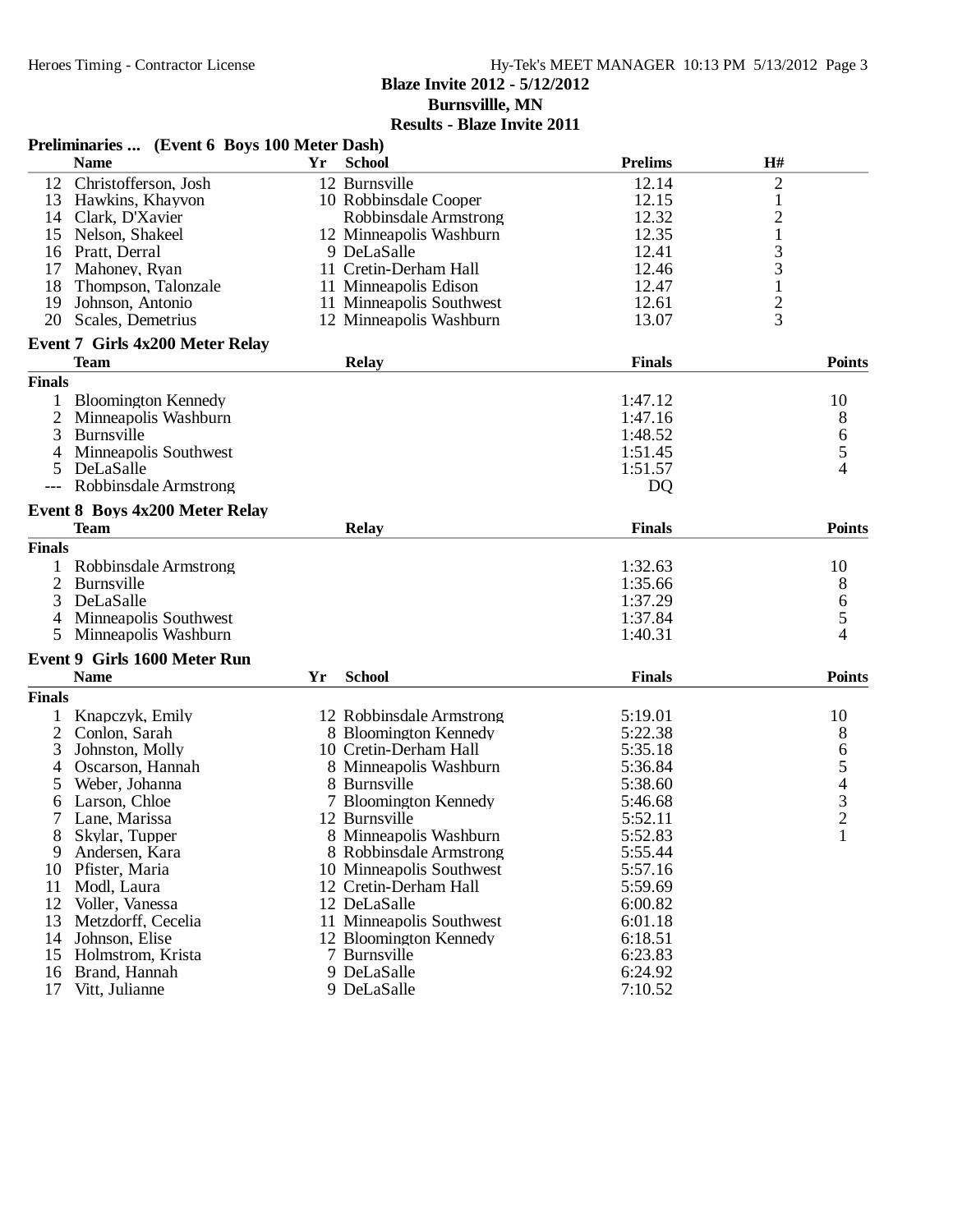## Blaze Invite 2012 - 5/12/2012
## Burnsvillle, MN
## Results - Blaze Invite 2011

### Preliminaries ... (Event 6 Boys 100 Meter Dash)

| | Name | Yr | School | Prelims | H# |
|---|---|---|---|---|---|
| 12 | Christofferson, Josh | 12 | Burnsville | 12.14 | 2 |
| 13 | Hawkins, Khayvon | 10 | Robbinsdale Cooper | 12.15 | 1 |
| 14 | Clark, D'Xavier | | Robbinsdale Armstrong | 12.32 | 2 |
| 15 | Nelson, Shakeel | 12 | Minneapolis Washburn | 12.35 | 1 |
| 16 | Pratt, Derral | 9 | DeLaSalle | 12.41 | 3 |
| 17 | Mahoney, Ryan | 11 | Cretin-Derham Hall | 12.46 | 3 |
| 18 | Thompson, Talonzale | 11 | Minneapolis Edison | 12.47 | 1 |
| 19 | Johnson, Antonio | 11 | Minneapolis Southwest | 12.61 | 2 |
| 20 | Scales, Demetrius | 12 | Minneapolis Washburn | 13.07 | 3 |

### Event 7 Girls 4x200 Meter Relay

| | Team | Relay | Finals | Points |
|---|---|---|---|---|
| **Finals** | | | | |
| 1 | Bloomington Kennedy | | 1:47.12 | 10 |
| 2 | Minneapolis Washburn | | 1:47.16 | 8 |
| 3 | Burnsville | | 1:48.52 | 6 |
| 4 | Minneapolis Southwest | | 1:51.45 | 5 |
| 5 | DeLaSalle | | 1:51.57 | 4 |
| --- | Robbinsdale Armstrong | | DQ | |

### Event 8 Boys 4x200 Meter Relay

| | Team | Relay | Finals | Points |
|---|---|---|---|---|
| **Finals** | | | | |
| 1 | Robbinsdale Armstrong | | 1:32.63 | 10 |
| 2 | Burnsville | | 1:35.66 | 8 |
| 3 | DeLaSalle | | 1:37.29 | 6 |
| 4 | Minneapolis Southwest | | 1:37.84 | 5 |
| 5 | Minneapolis Washburn | | 1:40.31 | 4 |

### Event 9 Girls 1600 Meter Run

| | Name | Yr | School | Finals | Points |
|---|---|---|---|---|---|
| **Finals** | | | | | |
| 1 | Knapczyk, Emily | 12 | Robbinsdale Armstrong | 5:19.01 | 10 |
| 2 | Conlon, Sarah | 8 | Bloomington Kennedy | 5:22.38 | 8 |
| 3 | Johnston, Molly | 10 | Cretin-Derham Hall | 5:35.18 | 6 |
| 4 | Oscarson, Hannah | 8 | Minneapolis Washburn | 5:36.84 | 5 |
| 5 | Weber, Johanna | 8 | Burnsville | 5:38.60 | 4 |
| 6 | Larson, Chloe | 7 | Bloomington Kennedy | 5:46.68 | 3 |
| 7 | Lane, Marissa | 12 | Burnsville | 5:52.11 | 2 |
| 8 | Skylar, Tupper | 8 | Minneapolis Washburn | 5:52.83 | 1 |
| 9 | Andersen, Kara | 8 | Robbinsdale Armstrong | 5:55.44 | |
| 10 | Pfister, Maria | 10 | Minneapolis Southwest | 5:57.16 | |
| 11 | Modl, Laura | 12 | Cretin-Derham Hall | 5:59.69 | |
| 12 | Voller, Vanessa | 12 | DeLaSalle | 6:00.82 | |
| 13 | Metzdorff, Cecelia | 11 | Minneapolis Southwest | 6:01.18 | |
| 14 | Johnson, Elise | 12 | Bloomington Kennedy | 6:18.51 | |
| 15 | Holmstrom, Krista | 7 | Burnsville | 6:23.83 | |
| 16 | Brand, Hannah | 9 | DeLaSalle | 6:24.92 | |
| 17 | Vitt, Julianne | 9 | DeLaSalle | 7:10.52 | |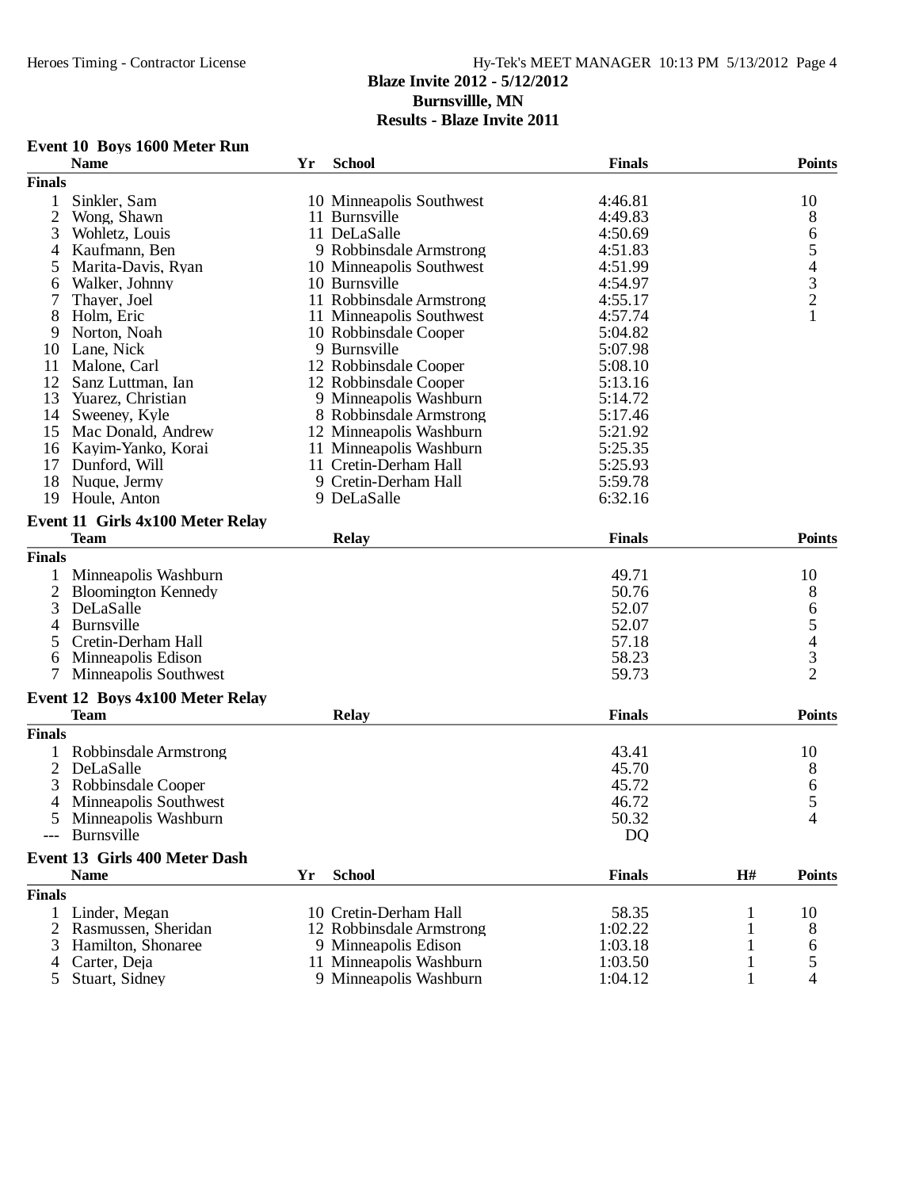**Blaze Invite 2012 - 5/12/2012**
**Burnsvillle, MN**
**Results - Blaze Invite 2011**

### Event 10 Boys 1600 Meter Run

| | Name | Yr | School | Finals | Points |
|---|---|---|---|---|---|
| **Finals** | | | | | |
| 1 | Sinkler, Sam | 10 | Minneapolis Southwest | 4:46.81 | 10 |
| 2 | Wong, Shawn | 11 | Burnsville | 4:49.83 | 8 |
| 3 | Wohletz, Louis | 11 | DeLaSalle | 4:50.69 | 6 |
| 4 | Kaufmann, Ben | 9 | Robbinsdale Armstrong | 4:51.83 | 5 |
| 5 | Marita-Davis, Ryan | 10 | Minneapolis Southwest | 4:51.99 | 4 |
| 6 | Walker, Johnny | 10 | Burnsville | 4:54.97 | 3 |
| 7 | Thayer, Joel | 11 | Robbinsdale Armstrong | 4:55.17 | 2 |
| 8 | Holm, Eric | 11 | Minneapolis Southwest | 4:57.74 | 1 |
| 9 | Norton, Noah | 10 | Robbinsdale Cooper | 5:04.82 | |
| 10 | Lane, Nick | 9 | Burnsville | 5:07.98 | |
| 11 | Malone, Carl | 12 | Robbinsdale Cooper | 5:08.10 | |
| 12 | Sanz Luttman, Ian | 12 | Robbinsdale Cooper | 5:13.16 | |
| 13 | Yuarez, Christian | 9 | Minneapolis Washburn | 5:14.72 | |
| 14 | Sweeney, Kyle | 8 | Robbinsdale Armstrong | 5:17.46 | |
| 15 | Mac Donald, Andrew | 12 | Minneapolis Washburn | 5:21.92 | |
| 16 | Kayim-Yanko, Korai | 11 | Minneapolis Washburn | 5:25.35 | |
| 17 | Dunford, Will | 11 | Cretin-Derham Hall | 5:25.93 | |
| 18 | Nuque, Jermy | 9 | Cretin-Derham Hall | 5:59.78 | |
| 19 | Houle, Anton | 9 | DeLaSalle | 6:32.16 | |

### Event 11 Girls 4x100 Meter Relay

| | Team | Relay | Finals | Points |
|---|---|---|---|---|
| **Finals** | | | | |
| 1 | Minneapolis Washburn | | 49.71 | 10 |
| 2 | Bloomington Kennedy | | 50.76 | 8 |
| 3 | DeLaSalle | | 52.07 | 6 |
| 4 | Burnsville | | 52.07 | 5 |
| 5 | Cretin-Derham Hall | | 57.18 | 4 |
| 6 | Minneapolis Edison | | 58.23 | 3 |
| 7 | Minneapolis Southwest | | 59.73 | 2 |

### Event 12 Boys 4x100 Meter Relay

| | Team | Relay | Finals | Points |
|---|---|---|---|---|
| **Finals** | | | | |
| 1 | Robbinsdale Armstrong | | 43.41 | 10 |
| 2 | DeLaSalle | | 45.70 | 8 |
| 3 | Robbinsdale Cooper | | 45.72 | 6 |
| 4 | Minneapolis Southwest | | 46.72 | 5 |
| 5 | Minneapolis Washburn | | 50.32 | 4 |
| --- | Burnsville | | DQ | |

### Event 13 Girls 400 Meter Dash

| | Name | Yr | School | Finals | H# | Points |
|---|---|---|---|---|---|---|
| **Finals** | | | | | | |
| 1 | Linder, Megan | 10 | Cretin-Derham Hall | 58.35 | 1 | 10 |
| 2 | Rasmussen, Sheridan | 12 | Robbinsdale Armstrong | 1:02.22 | 1 | 8 |
| 3 | Hamilton, Shonaree | 9 | Minneapolis Edison | 1:03.18 | 1 | 6 |
| 4 | Carter, Deja | 11 | Minneapolis Washburn | 1:03.50 | 1 | 5 |
| 5 | Stuart, Sidney | 9 | Minneapolis Washburn | 1:04.12 | 1 | 4 |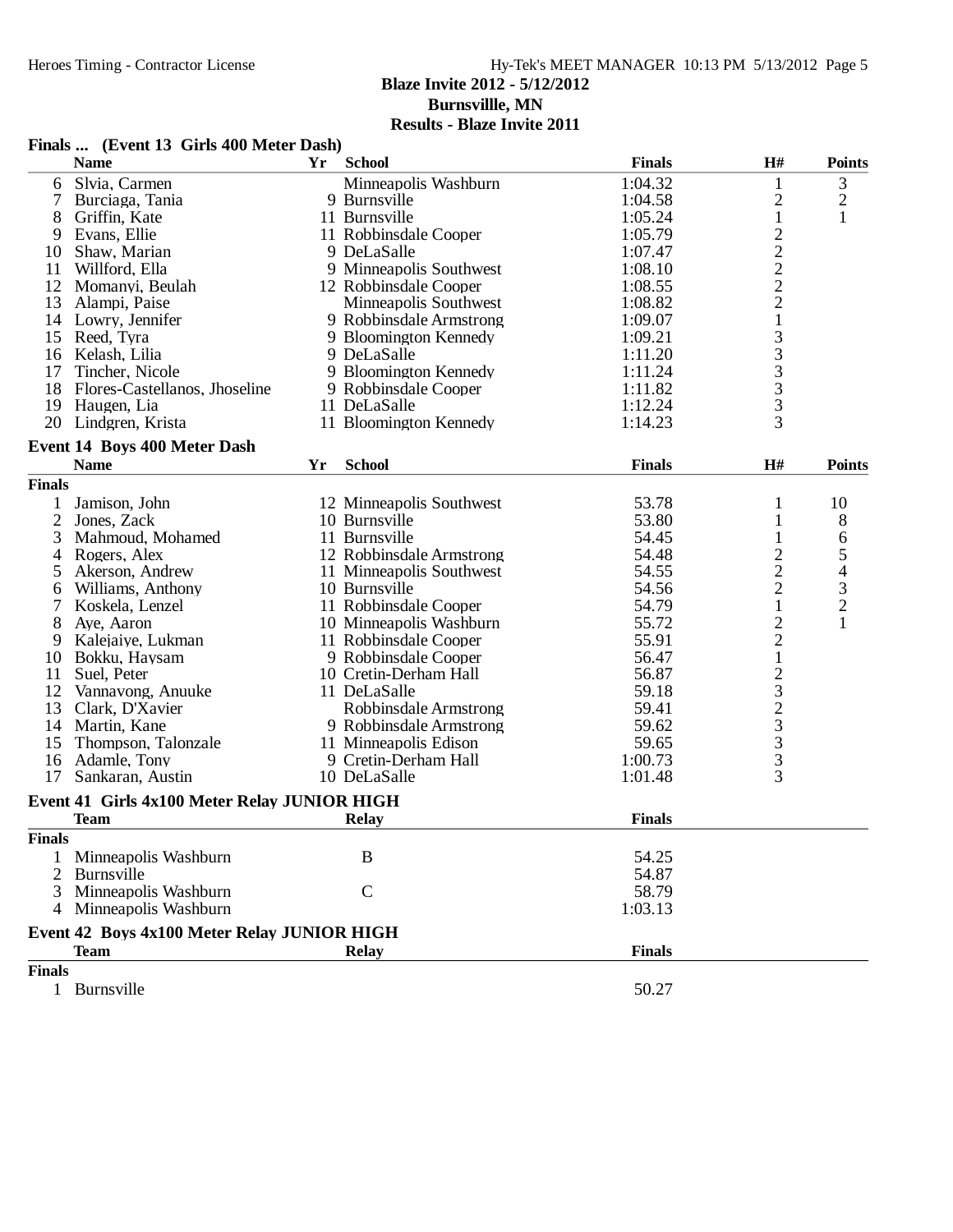**Blaze Invite 2012 - 5/12/2012**
**Burnsvillle, MN**
**Results - Blaze Invite 2011**

### Finals ... (Event 13 Girls 400 Meter Dash)

| | Name | Yr | School | Finals | H# | Points |
|---|---|---|---|---|---|---|
| 6 | Slvia, Carmen | | Minneapolis Washburn | 1:04.32 | 1 | 3 |
| 7 | Burciaga, Tania | 9 | Burnsville | 1:04.58 | 2 | 2 |
| 8 | Griffin, Kate | 11 | Burnsville | 1:05.24 | 1 | 1 |
| 9 | Evans, Ellie | 11 | Robbinsdale Cooper | 1:05.79 | 2 | |
| 10 | Shaw, Marian | 9 | DeLaSalle | 1:07.47 | 2 | |
| 11 | Willford, Ella | 9 | Minneapolis Southwest | 1:08.10 | 2 | |
| 12 | Momanyi, Beulah | 12 | Robbinsdale Cooper | 1:08.55 | 2 | |
| 13 | Alampi, Paise | | Minneapolis Southwest | 1:08.82 | 2 | |
| 14 | Lowry, Jennifer | 9 | Robbinsdale Armstrong | 1:09.07 | 1 | |
| 15 | Reed, Tyra | 9 | Bloomington Kennedy | 1:09.21 | 3 | |
| 16 | Kelash, Lilia | 9 | DeLaSalle | 1:11.20 | 3 | |
| 17 | Tincher, Nicole | 9 | Bloomington Kennedy | 1:11.24 | 3 | |
| 18 | Flores-Castellanos, Jhoseline | 9 | Robbinsdale Cooper | 1:11.82 | 3 | |
| 19 | Haugen, Lia | 11 | DeLaSalle | 1:12.24 | 3 | |
| 20 | Lindgren, Krista | 11 | Bloomington Kennedy | 1:14.23 | 3 | |

### Event 14 Boys 400 Meter Dash

| | Name | Yr | School | Finals | H# | Points |
|---|---|---|---|---|---|---|
| **Finals** | | | | | | |
| 1 | Jamison, John | 12 | Minneapolis Southwest | 53.78 | 1 | 10 |
| 2 | Jones, Zack | 10 | Burnsville | 53.80 | 1 | 8 |
| 3 | Mahmoud, Mohamed | 11 | Burnsville | 54.45 | 1 | 6 |
| 4 | Rogers, Alex | 12 | Robbinsdale Armstrong | 54.48 | 2 | 5 |
| 5 | Akerson, Andrew | 11 | Minneapolis Southwest | 54.55 | 2 | 4 |
| 6 | Williams, Anthony | 10 | Burnsville | 54.56 | 2 | 3 |
| 7 | Koskela, Lenzel | 11 | Robbinsdale Cooper | 54.79 | 1 | 2 |
| 8 | Aye, Aaron | 10 | Minneapolis Washburn | 55.72 | 2 | 1 |
| 9 | Kalejaiye, Lukman | 11 | Robbinsdale Cooper | 55.91 | 2 | |
| 10 | Bokku, Haysam | 9 | Robbinsdale Cooper | 56.47 | 1 | |
| 11 | Suel, Peter | 10 | Cretin-Derham Hall | 56.87 | 2 | |
| 12 | Vannavong, Anuuke | 11 | DeLaSalle | 59.18 | 3 | |
| 13 | Clark, D'Xavier | | Robbinsdale Armstrong | 59.41 | 2 | |
| 14 | Martin, Kane | 9 | Robbinsdale Armstrong | 59.62 | 3 | |
| 15 | Thompson, Talonzale | 11 | Minneapolis Edison | 59.65 | 3 | |
| 16 | Adamle, Tony | 9 | Cretin-Derham Hall | 1:00.73 | 3 | |
| 17 | Sankaran, Austin | 10 | DeLaSalle | 1:01.48 | 3 | |

### Event 41 Girls 4x100 Meter Relay JUNIOR HIGH

| | Team | Relay | Finals |
|---|---|---|---|
| **Finals** | | | |
| 1 | Minneapolis Washburn | B | 54.25 |
| 2 | Burnsville | | 54.87 |
| 3 | Minneapolis Washburn | C | 58.79 |
| 4 | Minneapolis Washburn | | 1:03.13 |

### Event 42 Boys 4x100 Meter Relay JUNIOR HIGH

| | Team | Relay | Finals |
|---|---|---|---|
| **Finals** | | | |
| 1 | Burnsville | | 50.27 |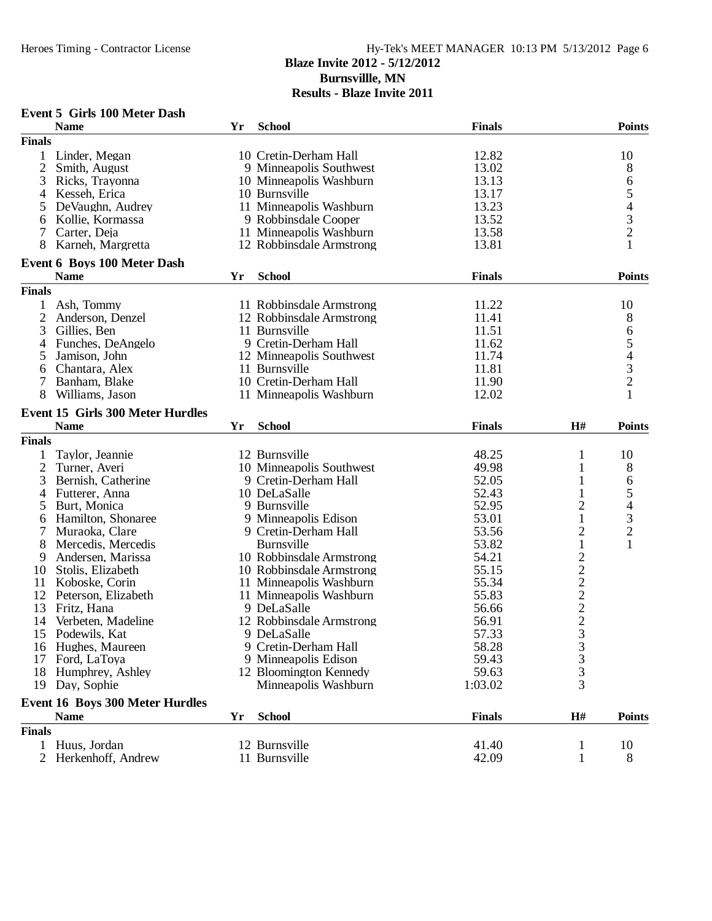**Blaze Invite 2012 - 5/12/2012**
**Burnsvillle, MN**
**Results - Blaze Invite 2011**

### Event 5 Girls 100 Meter Dash

| | Name | Yr | School | Finals | Points |
|---|---|---|---|---|---|
| **Finals** | | | | | |
| 1 | Linder, Megan | 10 | Cretin-Derham Hall | 12.82 | 10 |
| 2 | Smith, August | 9 | Minneapolis Southwest | 13.02 | 8 |
| 3 | Ricks, Trayonna | 10 | Minneapolis Washburn | 13.13 | 6 |
| 4 | Kesseh, Erica | 10 | Burnsville | 13.17 | 5 |
| 5 | DeVaughn, Audrey | 11 | Minneapolis Washburn | 13.23 | 4 |
| 6 | Kollie, Kormassa | 9 | Robbinsdale Cooper | 13.52 | 3 |
| 7 | Carter, Deja | 11 | Minneapolis Washburn | 13.58 | 2 |
| 8 | Karneh, Margretta | 12 | Robbinsdale Armstrong | 13.81 | 1 |

### Event 6 Boys 100 Meter Dash

| | Name | Yr | School | Finals | Points |
|---|---|---|---|---|---|
| **Finals** | | | | | |
| 1 | Ash, Tommy | 11 | Robbinsdale Armstrong | 11.22 | 10 |
| 2 | Anderson, Denzel | 12 | Robbinsdale Armstrong | 11.41 | 8 |
| 3 | Gillies, Ben | 11 | Burnsville | 11.51 | 6 |
| 4 | Funches, DeAngelo | 9 | Cretin-Derham Hall | 11.62 | 5 |
| 5 | Jamison, John | 12 | Minneapolis Southwest | 11.74 | 4 |
| 6 | Chantara, Alex | 11 | Burnsville | 11.81 | 3 |
| 7 | Banham, Blake | 10 | Cretin-Derham Hall | 11.90 | 2 |
| 8 | Williams, Jason | 11 | Minneapolis Washburn | 12.02 | 1 |

### Event 15 Girls 300 Meter Hurdles

| | Name | Yr | School | Finals | H# | Points |
|---|---|---|---|---|---|---|
| **Finals** | | | | | | |
| 1 | Taylor, Jeannie | 12 | Burnsville | 48.25 | 1 | 10 |
| 2 | Turner, Averi | 10 | Minneapolis Southwest | 49.98 | 1 | 8 |
| 3 | Bernish, Catherine | 9 | Cretin-Derham Hall | 52.05 | 1 | 6 |
| 4 | Futterer, Anna | 10 | DeLaSalle | 52.43 | 1 | 5 |
| 5 | Burt, Monica | 9 | Burnsville | 52.95 | 2 | 4 |
| 6 | Hamilton, Shonaree | 9 | Minneapolis Edison | 53.01 | 1 | 3 |
| 7 | Muraoka, Clare | 9 | Cretin-Derham Hall | 53.56 | 2 | 2 |
| 8 | Mercedis, Mercedis | | Burnsville | 53.82 | 1 | 1 |
| 9 | Andersen, Marissa | 10 | Robbinsdale Armstrong | 54.21 | 2 | |
| 10 | Stolis, Elizabeth | 10 | Robbinsdale Armstrong | 55.15 | 2 | |
| 11 | Koboske, Corin | 11 | Minneapolis Washburn | 55.34 | 2 | |
| 12 | Peterson, Elizabeth | 11 | Minneapolis Washburn | 55.83 | 2 | |
| 13 | Fritz, Hana | 9 | DeLaSalle | 56.66 | 2 | |
| 14 | Verbeten, Madeline | 12 | Robbinsdale Armstrong | 56.91 | 2 | |
| 15 | Podewils, Kat | 9 | DeLaSalle | 57.33 | 3 | |
| 16 | Hughes, Maureen | 9 | Cretin-Derham Hall | 58.28 | 3 | |
| 17 | Ford, LaToya | 9 | Minneapolis Edison | 59.43 | 3 | |
| 18 | Humphrey, Ashley | 12 | Bloomington Kennedy | 59.63 | 3 | |
| 19 | Day, Sophie | | Minneapolis Washburn | 1:03.02 | 3 | |

### Event 16 Boys 300 Meter Hurdles

| | Name | Yr | School | Finals | H# | Points |
|---|---|---|---|---|---|---|
| **Finals** | | | | | | |
| 1 | Huus, Jordan | 12 | Burnsville | 41.40 | 1 | 10 |
| 2 | Herkenhoff, Andrew | 11 | Burnsville | 42.09 | 1 | 8 |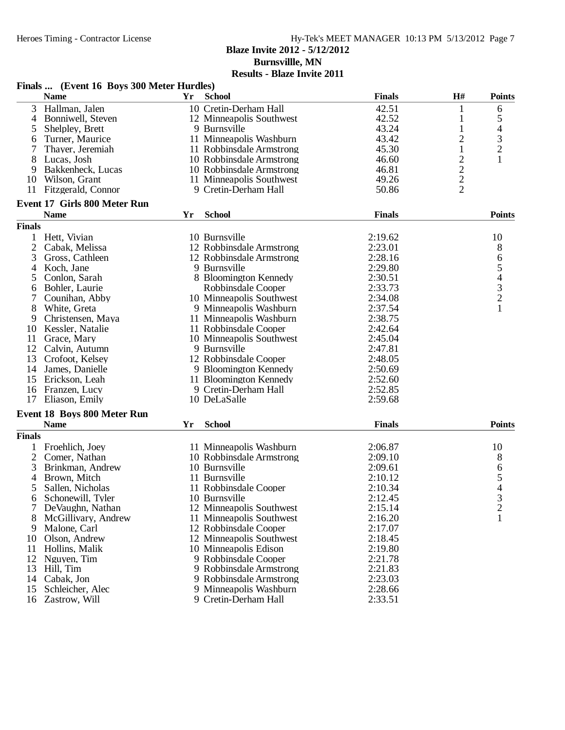# Blaze Invite 2012 - 5/12/2012

## Burnsvillle, MN

## Results - Blaze Invite 2011

### Finals ... (Event 16 Boys 300 Meter Hurdles)

| | Name | Yr | School | Finals | H# | Points |
|---|---|---|---|---|---|---|
| 3 | Hallman, Jalen | 10 | Cretin-Derham Hall | 42.51 | 1 | 6 |
| 4 | Bonniwell, Steven | 12 | Minneapolis Southwest | 42.52 | 1 | 5 |
| 5 | Shelpley, Brett | 9 | Burnsville | 43.24 | 1 | 4 |
| 6 | Turner, Maurice | 11 | Minneapolis Washburn | 43.42 | 2 | 3 |
| 7 | Thayer, Jeremiah | 11 | Robbinsdale Armstrong | 45.30 | 1 | 2 |
| 8 | Lucas, Josh | 10 | Robbinsdale Armstrong | 46.60 | 2 | 1 |
| 9 | Bakkenheck, Lucas | 10 | Robbinsdale Armstrong | 46.81 | 2 | |
| 10 | Wilson, Grant | 11 | Minneapolis Southwest | 49.26 | 2 | |
| 11 | Fitzgerald, Connor | 9 | Cretin-Derham Hall | 50.86 | 2 | |

### Event 17 Girls 800 Meter Run

**Finals**

| | Name | Yr | School | Finals | Points |
|---|---|---|---|---|---|
| 1 | Hett, Vivian | 10 | Burnsville | 2:19.62 | 10 |
| 2 | Cabak, Melissa | 12 | Robbinsdale Armstrong | 2:23.01 | 8 |
| 3 | Gross, Cathleen | 12 | Robbinsdale Armstrong | 2:28.16 | 6 |
| 4 | Koch, Jane | 9 | Burnsville | 2:29.80 | 5 |
| 5 | Conlon, Sarah | 8 | Bloomington Kennedy | 2:30.51 | 4 |
| 6 | Bohler, Laurie | | Robbinsdale Cooper | 2:33.73 | 3 |
| 7 | Counihan, Abby | 10 | Minneapolis Southwest | 2:34.08 | 2 |
| 8 | White, Greta | 9 | Minneapolis Washburn | 2:37.54 | 1 |
| 9 | Christensen, Maya | 11 | Minneapolis Washburn | 2:38.75 | |
| 10 | Kessler, Natalie | 11 | Robbinsdale Cooper | 2:42.64 | |
| 11 | Grace, Mary | 10 | Minneapolis Southwest | 2:45.04 | |
| 12 | Calvin, Autumn | 9 | Burnsville | 2:47.81 | |
| 13 | Crofoot, Kelsey | 12 | Robbinsdale Cooper | 2:48.05 | |
| 14 | James, Danielle | 9 | Bloomington Kennedy | 2:50.69 | |
| 15 | Erickson, Leah | 11 | Bloomington Kennedy | 2:52.60 | |
| 16 | Franzen, Lucy | 9 | Cretin-Derham Hall | 2:52.85 | |
| 17 | Eliason, Emily | 10 | DeLaSalle | 2:59.68 | |

### Event 18 Boys 800 Meter Run

**Finals**

| | Name | Yr | School | Finals | Points |
|---|---|---|---|---|---|
| 1 | Froehlich, Joey | 11 | Minneapolis Washburn | 2:06.87 | 10 |
| 2 | Comer, Nathan | 10 | Robbinsdale Armstrong | 2:09.10 | 8 |
| 3 | Brinkman, Andrew | 10 | Burnsville | 2:09.61 | 6 |
| 4 | Brown, Mitch | 11 | Burnsville | 2:10.12 | 5 |
| 5 | Sallen, Nicholas | 11 | Robbinsdale Cooper | 2:10.34 | 4 |
| 6 | Schonewill, Tyler | 10 | Burnsville | 2:12.45 | 3 |
| 7 | DeVaughn, Nathan | 12 | Minneapolis Southwest | 2:15.14 | 2 |
| 8 | McGillivary, Andrew | 11 | Minneapolis Southwest | 2:16.20 | 1 |
| 9 | Malone, Carl | 12 | Robbinsdale Cooper | 2:17.07 | |
| 10 | Olson, Andrew | 12 | Minneapolis Southwest | 2:18.45 | |
| 11 | Hollins, Malik | 10 | Minneapolis Edison | 2:19.80 | |
| 12 | Nguyen, Tim | 9 | Robbinsdale Cooper | 2:21.78 | |
| 13 | Hill, Tim | 9 | Robbinsdale Armstrong | 2:21.83 | |
| 14 | Cabak, Jon | 9 | Robbinsdale Armstrong | 2:23.03 | |
| 15 | Schleicher, Alec | 9 | Minneapolis Washburn | 2:28.66 | |
| 16 | Zastrow, Will | 9 | Cretin-Derham Hall | 2:33.51 | |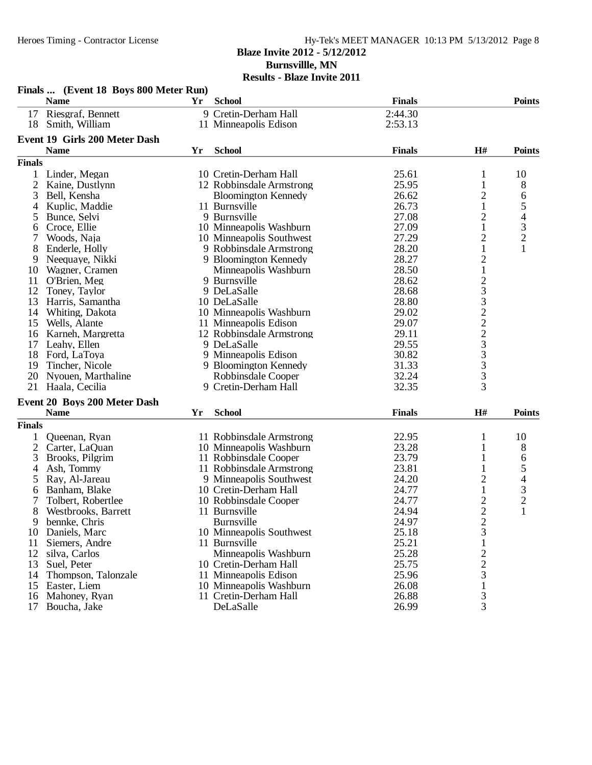## Blaze Invite 2012 - 5/12/2012
## Burnsvillle, MN
## Results - Blaze Invite 2011

### Finals ... (Event 18 Boys 800 Meter Run)

| | Name | Yr | School | Finals | Points |
|---|---|---|---|---|---|
| 17 | Riesgraf, Bennett | 9 | Cretin-Derham Hall | 2:44.30 | |
| 18 | Smith, William | 11 | Minneapolis Edison | 2:53.13 | |

### Event 19 Girls 200 Meter Dash

**Finals**

| | Name | Yr | School | Finals | H# | Points |
|---|---|---|---|---|---|---|
| 1 | Linder, Megan | 10 | Cretin-Derham Hall | 25.61 | 1 | 10 |
| 2 | Kaine, Dustlynn | 12 | Robbinsdale Armstrong | 25.95 | 1 | 8 |
| 3 | Bell, Kensha | | Bloomington Kennedy | 26.62 | 2 | 6 |
| 4 | Kuplic, Maddie | 11 | Burnsville | 26.73 | 1 | 5 |
| 5 | Bunce, Selvi | 9 | Burnsville | 27.08 | 2 | 4 |
| 6 | Croce, Ellie | 10 | Minneapolis Washburn | 27.09 | 1 | 3 |
| 7 | Woods, Naja | 10 | Minneapolis Southwest | 27.29 | 2 | 2 |
| 8 | Enderle, Holly | 9 | Robbinsdale Armstrong | 28.20 | 1 | 1 |
| 9 | Neequaye, Nikki | 9 | Bloomington Kennedy | 28.27 | 2 | |
| 10 | Wagner, Cramen | | Minneapolis Washburn | 28.50 | 1 | |
| 11 | O'Brien, Meg | 9 | Burnsville | 28.62 | 2 | |
| 12 | Toney, Taylor | 9 | DeLaSalle | 28.68 | 3 | |
| 13 | Harris, Samantha | 10 | DeLaSalle | 28.80 | 3 | |
| 14 | Whiting, Dakota | 10 | Minneapolis Washburn | 29.02 | 2 | |
| 15 | Wells, Alante | 11 | Minneapolis Edison | 29.07 | 2 | |
| 16 | Karneh, Margretta | 12 | Robbinsdale Armstrong | 29.11 | 2 | |
| 17 | Leahy, Ellen | 9 | DeLaSalle | 29.55 | 3 | |
| 18 | Ford, LaToya | 9 | Minneapolis Edison | 30.82 | 3 | |
| 19 | Tincher, Nicole | 9 | Bloomington Kennedy | 31.33 | 3 | |
| 20 | Nyouen, Marthaline | | Robbinsdale Cooper | 32.24 | 3 | |
| 21 | Haala, Cecilia | 9 | Cretin-Derham Hall | 32.35 | 3 | |

### Event 20 Boys 200 Meter Dash

**Finals**

| | Name | Yr | School | Finals | H# | Points |
|---|---|---|---|---|---|---|
| 1 | Queenan, Ryan | 11 | Robbinsdale Armstrong | 22.95 | 1 | 10 |
| 2 | Carter, LaQuan | 10 | Minneapolis Washburn | 23.28 | 1 | 8 |
| 3 | Brooks, Pilgrim | 11 | Robbinsdale Cooper | 23.79 | 1 | 6 |
| 4 | Ash, Tommy | 11 | Robbinsdale Armstrong | 23.81 | 1 | 5 |
| 5 | Ray, Al-Jareau | 9 | Minneapolis Southwest | 24.20 | 2 | 4 |
| 6 | Banham, Blake | 10 | Cretin-Derham Hall | 24.77 | 1 | 3 |
| 7 | Tolbert, Robertlee | 10 | Robbinsdale Cooper | 24.77 | 2 | 2 |
| 8 | Westbrooks, Barrett | 11 | Burnsville | 24.94 | 2 | 1 |
| 9 | bennke, Chris | | Burnsville | 24.97 | 2 | |
| 10 | Daniels, Marc | 10 | Minneapolis Southwest | 25.18 | 3 | |
| 11 | Siemers, Andre | 11 | Burnsville | 25.21 | 1 | |
| 12 | silva, Carlos | | Minneapolis Washburn | 25.28 | 2 | |
| 13 | Suel, Peter | 10 | Cretin-Derham Hall | 25.75 | 2 | |
| 14 | Thompson, Talonzale | 11 | Minneapolis Edison | 25.96 | 3 | |
| 15 | Easter, Liem | 10 | Minneapolis Washburn | 26.08 | 1 | |
| 16 | Mahoney, Ryan | 11 | Cretin-Derham Hall | 26.88 | 3 | |
| 17 | Boucha, Jake | | DeLaSalle | 26.99 | 3 | |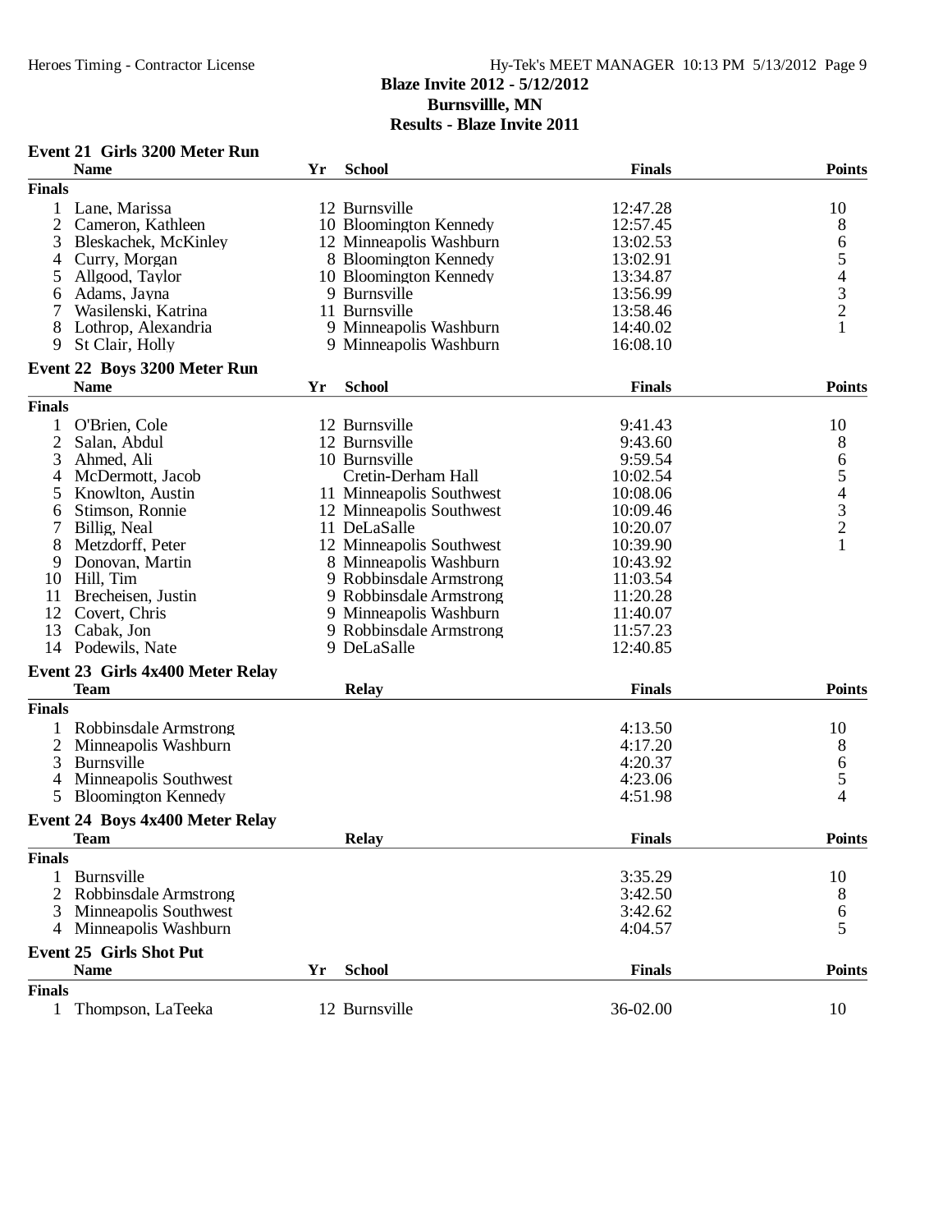## Blaze Invite 2012 - 5/12/2012
## Burnsvillle, MN
## Results - Blaze Invite 2011

### Event 21 Girls 3200 Meter Run

| | Name | Yr | School | Finals | Points |
|---|---|---|---|---|---|
| **Finals** | | | | | |
| 1 | Lane, Marissa | 12 | Burnsville | 12:47.28 | 10 |
| 2 | Cameron, Kathleen | 10 | Bloomington Kennedy | 12:57.45 | 8 |
| 3 | Bleskachek, McKinley | 12 | Minneapolis Washburn | 13:02.53 | 6 |
| 4 | Curry, Morgan | 8 | Bloomington Kennedy | 13:02.91 | 5 |
| 5 | Allgood, Taylor | 10 | Bloomington Kennedy | 13:34.87 | 4 |
| 6 | Adams, Jayna | 9 | Burnsville | 13:56.99 | 3 |
| 7 | Wasilenski, Katrina | 11 | Burnsville | 13:58.46 | 2 |
| 8 | Lothrop, Alexandria | 9 | Minneapolis Washburn | 14:40.02 | 1 |
| 9 | St Clair, Holly | 9 | Minneapolis Washburn | 16:08.10 | |

### Event 22 Boys 3200 Meter Run

| | Name | Yr | School | Finals | Points |
|---|---|---|---|---|---|
| **Finals** | | | | | |
| 1 | O'Brien, Cole | 12 | Burnsville | 9:41.43 | 10 |
| 2 | Salan, Abdul | 12 | Burnsville | 9:43.60 | 8 |
| 3 | Ahmed, Ali | 10 | Burnsville | 9:59.54 | 6 |
| 4 | McDermott, Jacob | | Cretin-Derham Hall | 10:02.54 | 5 |
| 5 | Knowlton, Austin | 11 | Minneapolis Southwest | 10:08.06 | 4 |
| 6 | Stimson, Ronnie | 12 | Minneapolis Southwest | 10:09.46 | 3 |
| 7 | Billig, Neal | 11 | DeLaSalle | 10:20.07 | 2 |
| 8 | Metzdorff, Peter | 12 | Minneapolis Southwest | 10:39.90 | 1 |
| 9 | Donovan, Martin | 8 | Minneapolis Washburn | 10:43.92 | |
| 10 | Hill, Tim | 9 | Robbinsdale Armstrong | 11:03.54 | |
| 11 | Brecheisen, Justin | 9 | Robbinsdale Armstrong | 11:20.28 | |
| 12 | Covert, Chris | 9 | Minneapolis Washburn | 11:40.07 | |
| 13 | Cabak, Jon | 9 | Robbinsdale Armstrong | 11:57.23 | |
| 14 | Podewils, Nate | 9 | DeLaSalle | 12:40.85 | |

### Event 23 Girls 4x400 Meter Relay

| | Team | Relay | Finals | Points |
|---|---|---|---|---|
| **Finals** | | | | |
| 1 | Robbinsdale Armstrong | | 4:13.50 | 10 |
| 2 | Minneapolis Washburn | | 4:17.20 | 8 |
| 3 | Burnsville | | 4:20.37 | 6 |
| 4 | Minneapolis Southwest | | 4:23.06 | 5 |
| 5 | Bloomington Kennedy | | 4:51.98 | 4 |

### Event 24 Boys 4x400 Meter Relay

| | Team | Relay | Finals | Points |
|---|---|---|---|---|
| **Finals** | | | | |
| 1 | Burnsville | | 3:35.29 | 10 |
| 2 | Robbinsdale Armstrong | | 3:42.50 | 8 |
| 3 | Minneapolis Southwest | | 3:42.62 | 6 |
| 4 | Minneapolis Washburn | | 4:04.57 | 5 |

### Event 25 Girls Shot Put

| | Name | Yr | School | Finals | Points |
|---|---|---|---|---|---|
| **Finals** | | | | | |
| 1 | Thompson, LaTeeka | 12 | Burnsville | 36-02.00 | 10 |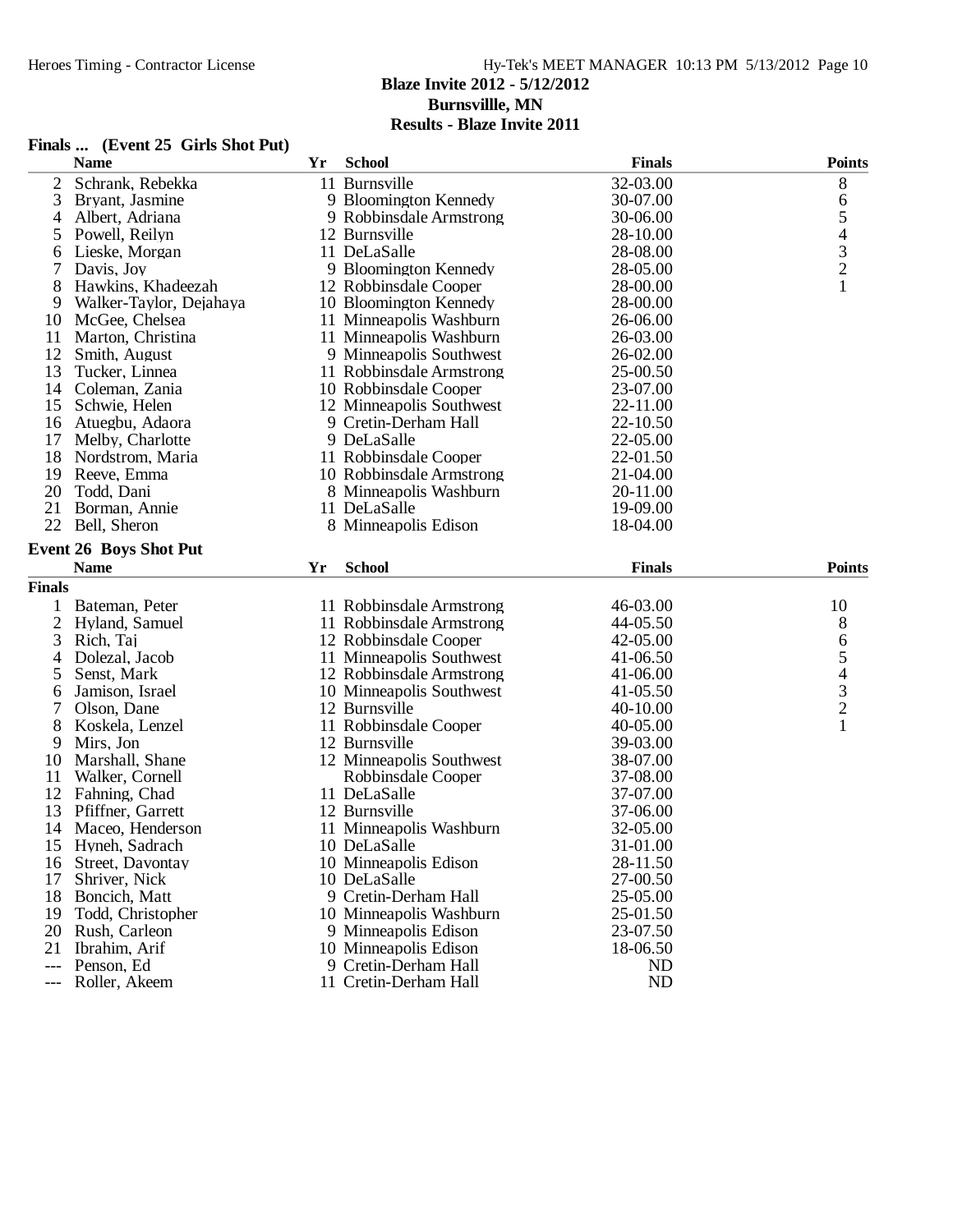## Blaze Invite 2012 - 5/12/2012

**Burnsvillle, MN**

**Results - Blaze Invite 2011**

### Finals ... (Event 25 Girls Shot Put)

| | Name | Yr | School | Finals | Points |
|---|---|---|---|---|---|
| 2 | Schrank, Rebekka | 11 | Burnsville | 32-03.00 | 8 |
| 3 | Bryant, Jasmine | 9 | Bloomington Kennedy | 30-07.00 | 6 |
| 4 | Albert, Adriana | 9 | Robbinsdale Armstrong | 30-06.00 | 5 |
| 5 | Powell, Reilyn | 12 | Burnsville | 28-10.00 | 4 |
| 6 | Lieske, Morgan | 11 | DeLaSalle | 28-08.00 | 3 |
| 7 | Davis, Joy | 9 | Bloomington Kennedy | 28-05.00 | 2 |
| 8 | Hawkins, Khadeezah | 12 | Robbinsdale Cooper | 28-00.00 | 1 |
| 9 | Walker-Taylor, Dejahaya | 10 | Bloomington Kennedy | 28-00.00 | |
| 10 | McGee, Chelsea | 11 | Minneapolis Washburn | 26-06.00 | |
| 11 | Marton, Christina | 11 | Minneapolis Washburn | 26-03.00 | |
| 12 | Smith, August | 9 | Minneapolis Southwest | 26-02.00 | |
| 13 | Tucker, Linnea | 11 | Robbinsdale Armstrong | 25-00.50 | |
| 14 | Coleman, Zania | 10 | Robbinsdale Cooper | 23-07.00 | |
| 15 | Schwie, Helen | 12 | Minneapolis Southwest | 22-11.00 | |
| 16 | Atuegbu, Adaora | 9 | Cretin-Derham Hall | 22-10.50 | |
| 17 | Melby, Charlotte | 9 | DeLaSalle | 22-05.00 | |
| 18 | Nordstrom, Maria | 11 | Robbinsdale Cooper | 22-01.50 | |
| 19 | Reeve, Emma | 10 | Robbinsdale Armstrong | 21-04.00 | |
| 20 | Todd, Dani | 8 | Minneapolis Washburn | 20-11.00 | |
| 21 | Borman, Annie | 11 | DeLaSalle | 19-09.00 | |
| 22 | Bell, Sheron | 8 | Minneapolis Edison | 18-04.00 | |

### Event 26 Boys Shot Put

**Finals**

| | Name | Yr | School | Finals | Points |
|---|---|---|---|---|---|
| 1 | Bateman, Peter | 11 | Robbinsdale Armstrong | 46-03.00 | 10 |
| 2 | Hyland, Samuel | 11 | Robbinsdale Armstrong | 44-05.50 | 8 |
| 3 | Rich, Taj | 12 | Robbinsdale Cooper | 42-05.00 | 6 |
| 4 | Dolezal, Jacob | 11 | Minneapolis Southwest | 41-06.50 | 5 |
| 5 | Senst, Mark | 12 | Robbinsdale Armstrong | 41-06.00 | 4 |
| 6 | Jamison, Israel | 10 | Minneapolis Southwest | 41-05.50 | 3 |
| 7 | Olson, Dane | 12 | Burnsville | 40-10.00 | 2 |
| 8 | Koskela, Lenzel | 11 | Robbinsdale Cooper | 40-05.00 | 1 |
| 9 | Mirs, Jon | 12 | Burnsville | 39-03.00 | |
| 10 | Marshall, Shane | 12 | Minneapolis Southwest | 38-07.00 | |
| 11 | Walker, Cornell | | Robbinsdale Cooper | 37-08.00 | |
| 12 | Fahning, Chad | 11 | DeLaSalle | 37-07.00 | |
| 13 | Pfiffner, Garrett | 12 | Burnsville | 37-06.00 | |
| 14 | Maceo, Henderson | 11 | Minneapolis Washburn | 32-05.00 | |
| 15 | Hyneh, Sadrach | 10 | DeLaSalle | 31-01.00 | |
| 16 | Street, Davontay | 10 | Minneapolis Edison | 28-11.50 | |
| 17 | Shriver, Nick | 10 | DeLaSalle | 27-00.50 | |
| 18 | Boncich, Matt | 9 | Cretin-Derham Hall | 25-05.00 | |
| 19 | Todd, Christopher | 10 | Minneapolis Washburn | 25-01.50 | |
| 20 | Rush, Carleon | 9 | Minneapolis Edison | 23-07.50 | |
| 21 | Ibrahim, Arif | 10 | Minneapolis Edison | 18-06.50 | |
| --- | Penson, Ed | 9 | Cretin-Derham Hall | ND | |
| --- | Roller, Akeem | 11 | Cretin-Derham Hall | ND | |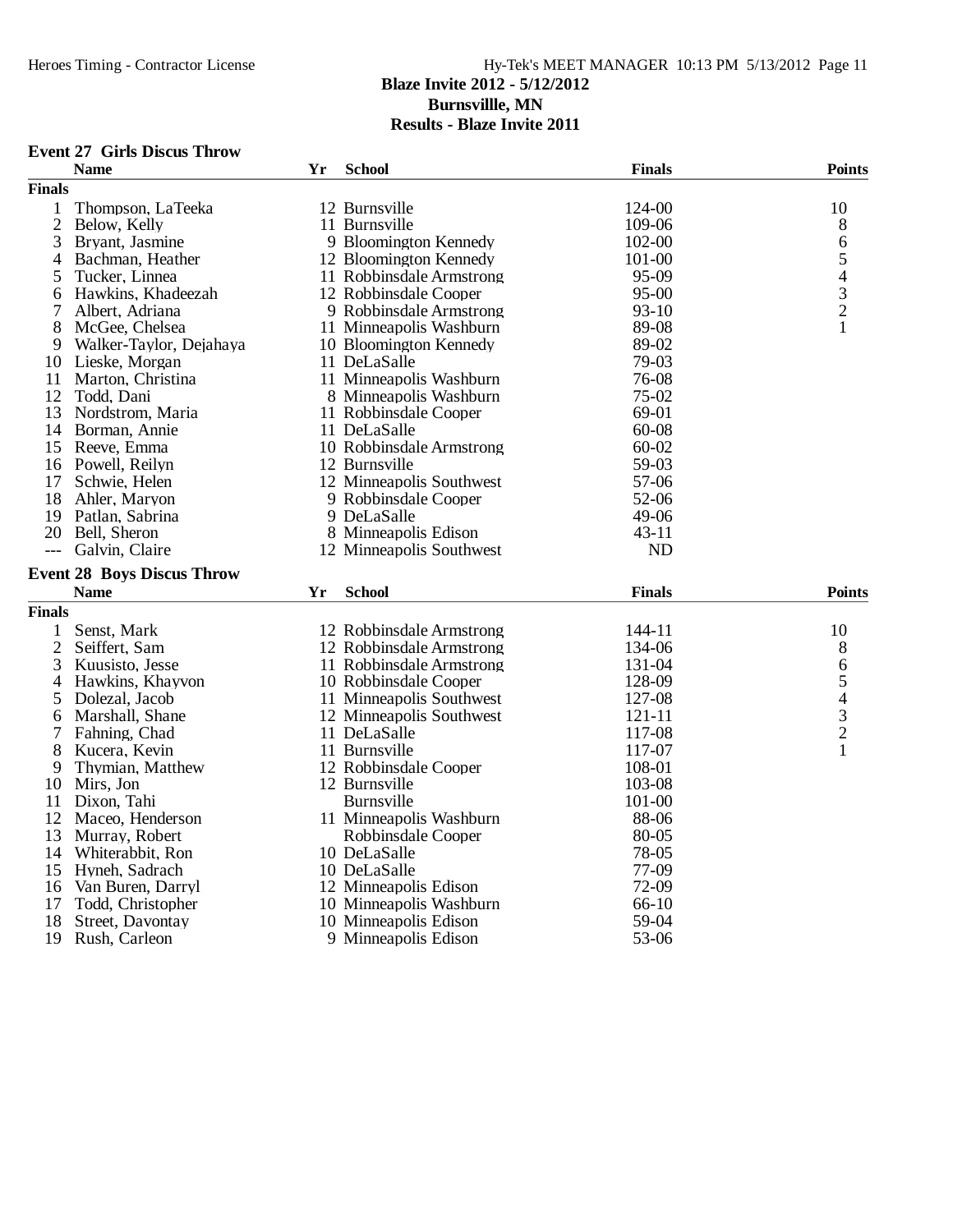# Blaze Invite 2012 - 5/12/2012
## Burnsvillle, MN
## Results - Blaze Invite 2011

### Event 27 Girls Discus Throw

**Finals**

| | Name | Yr | School | Finals | Points |
|---|---|---|---|---|---|
| 1 | Thompson, LaTeeka | 12 | Burnsville | 124-00 | 10 |
| 2 | Below, Kelly | 11 | Burnsville | 109-06 | 8 |
| 3 | Bryant, Jasmine | 9 | Bloomington Kennedy | 102-00 | 6 |
| 4 | Bachman, Heather | 12 | Bloomington Kennedy | 101-00 | 5 |
| 5 | Tucker, Linnea | 11 | Robbinsdale Armstrong | 95-09 | 4 |
| 6 | Hawkins, Khadeezah | 12 | Robbinsdale Cooper | 95-00 | 3 |
| 7 | Albert, Adriana | 9 | Robbinsdale Armstrong | 93-10 | 2 |
| 8 | McGee, Chelsea | 11 | Minneapolis Washburn | 89-08 | 1 |
| 9 | Walker-Taylor, Dejahaya | 10 | Bloomington Kennedy | 89-02 | |
| 10 | Lieske, Morgan | 11 | DeLaSalle | 79-03 | |
| 11 | Marton, Christina | 11 | Minneapolis Washburn | 76-08 | |
| 12 | Todd, Dani | 8 | Minneapolis Washburn | 75-02 | |
| 13 | Nordstrom, Maria | 11 | Robbinsdale Cooper | 69-01 | |
| 14 | Borman, Annie | 11 | DeLaSalle | 60-08 | |
| 15 | Reeve, Emma | 10 | Robbinsdale Armstrong | 60-02 | |
| 16 | Powell, Reilyn | 12 | Burnsville | 59-03 | |
| 17 | Schwie, Helen | 12 | Minneapolis Southwest | 57-06 | |
| 18 | Ahler, Maryon | 9 | Robbinsdale Cooper | 52-06 | |
| 19 | Patlan, Sabrina | 9 | DeLaSalle | 49-06 | |
| 20 | Bell, Sheron | 8 | Minneapolis Edison | 43-11 | |
| --- | Galvin, Claire | 12 | Minneapolis Southwest | ND | |

### Event 28 Boys Discus Throw

**Finals**

| | Name | Yr | School | Finals | Points |
|---|---|---|---|---|---|
| 1 | Senst, Mark | 12 | Robbinsdale Armstrong | 144-11 | 10 |
| 2 | Seiffert, Sam | 12 | Robbinsdale Armstrong | 134-06 | 8 |
| 3 | Kuusisto, Jesse | 11 | Robbinsdale Armstrong | 131-04 | 6 |
| 4 | Hawkins, Khayvon | 10 | Robbinsdale Cooper | 128-09 | 5 |
| 5 | Dolezal, Jacob | 11 | Minneapolis Southwest | 127-08 | 4 |
| 6 | Marshall, Shane | 12 | Minneapolis Southwest | 121-11 | 3 |
| 7 | Fahning, Chad | 11 | DeLaSalle | 117-08 | 2 |
| 8 | Kucera, Kevin | 11 | Burnsville | 117-07 | 1 |
| 9 | Thymian, Matthew | 12 | Robbinsdale Cooper | 108-01 | |
| 10 | Mirs, Jon | 12 | Burnsville | 103-08 | |
| 11 | Dixon, Tahi | | Burnsville | 101-00 | |
| 12 | Maceo, Henderson | 11 | Minneapolis Washburn | 88-06 | |
| 13 | Murray, Robert | | Robbinsdale Cooper | 80-05 | |
| 14 | Whiterabbit, Ron | 10 | DeLaSalle | 78-05 | |
| 15 | Hyneh, Sadrach | 10 | DeLaSalle | 77-09 | |
| 16 | Van Buren, Darryl | 12 | Minneapolis Edison | 72-09 | |
| 17 | Todd, Christopher | 10 | Minneapolis Washburn | 66-10 | |
| 18 | Street, Davontay | 10 | Minneapolis Edison | 59-04 | |
| 19 | Rush, Carleon | 9 | Minneapolis Edison | 53-06 | |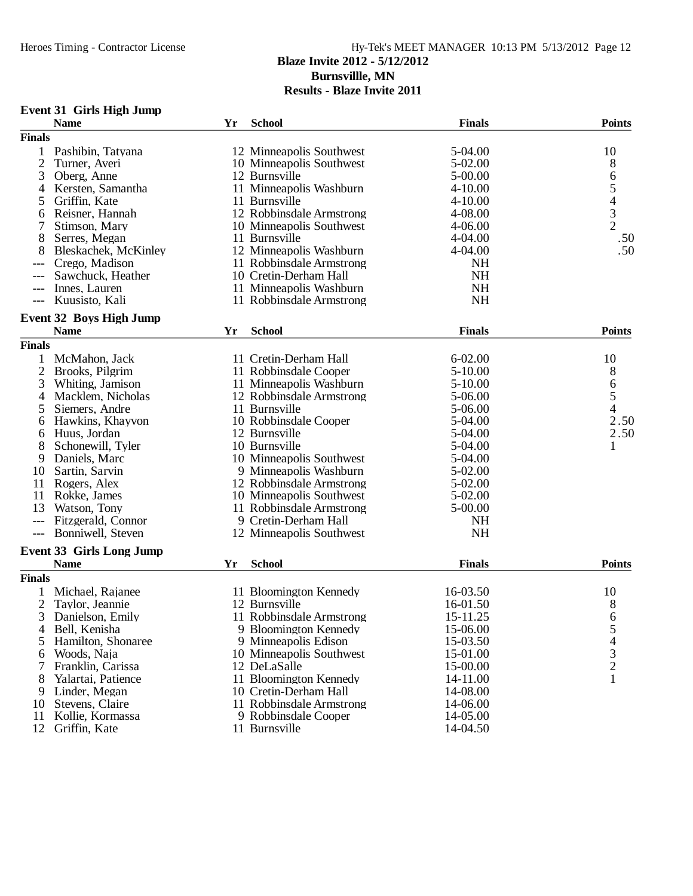## Blaze Invite 2012 - 5/12/2012
## Burnsvillle, MN
## Results - Blaze Invite 2011

### Event 31 Girls High Jump

| | Name | Yr | School | Finals | Points |
|---|---|---|---|---|---|
| **Finals** | | | | | |
| 1 | Pashibin, Tatyana | 12 | Minneapolis Southwest | 5-04.00 | 10 |
| 2 | Turner, Averi | 10 | Minneapolis Southwest | 5-02.00 | 8 |
| 3 | Oberg, Anne | 12 | Burnsville | 5-00.00 | 6 |
| 4 | Kersten, Samantha | 11 | Minneapolis Washburn | 4-10.00 | 5 |
| 5 | Griffin, Kate | 11 | Burnsville | 4-10.00 | 4 |
| 6 | Reisner, Hannah | 12 | Robbinsdale Armstrong | 4-08.00 | 3 |
| 7 | Stimson, Mary | 10 | Minneapolis Southwest | 4-06.00 | 2 |
| 8 | Serres, Megan | 11 | Burnsville | 4-04.00 | .50 |
| 8 | Bleskachek, McKinley | 12 | Minneapolis Washburn | 4-04.00 | .50 |
| --- | Crego, Madison | 11 | Robbinsdale Armstrong | NH | |
| --- | Sawchuck, Heather | 10 | Cretin-Derham Hall | NH | |
| --- | Innes, Lauren | 11 | Minneapolis Washburn | NH | |
| --- | Kuusisto, Kali | 11 | Robbinsdale Armstrong | NH | |

### Event 32 Boys High Jump

| | Name | Yr | School | Finals | Points |
|---|---|---|---|---|---|
| **Finals** | | | | | |
| 1 | McMahon, Jack | 11 | Cretin-Derham Hall | 6-02.00 | 10 |
| 2 | Brooks, Pilgrim | 11 | Robbinsdale Cooper | 5-10.00 | 8 |
| 3 | Whiting, Jamison | 11 | Minneapolis Washburn | 5-10.00 | 6 |
| 4 | Macklem, Nicholas | 12 | Robbinsdale Armstrong | 5-06.00 | 5 |
| 5 | Siemers, Andre | 11 | Burnsville | 5-06.00 | 4 |
| 6 | Hawkins, Khayvon | 10 | Robbinsdale Cooper | 5-04.00 | 2.50 |
| 6 | Huus, Jordan | 12 | Burnsville | 5-04.00 | 2.50 |
| 8 | Schonewill, Tyler | 10 | Burnsville | 5-04.00 | 1 |
| 9 | Daniels, Marc | 10 | Minneapolis Southwest | 5-04.00 | |
| 10 | Sartin, Sarvin | 9 | Minneapolis Washburn | 5-02.00 | |
| 11 | Rogers, Alex | 12 | Robbinsdale Armstrong | 5-02.00 | |
| 11 | Rokke, James | 10 | Minneapolis Southwest | 5-02.00 | |
| 13 | Watson, Tony | 11 | Robbinsdale Armstrong | 5-00.00 | |
| --- | Fitzgerald, Connor | 9 | Cretin-Derham Hall | NH | |
| --- | Bonniwell, Steven | 12 | Minneapolis Southwest | NH | |

### Event 33 Girls Long Jump

| | Name | Yr | School | Finals | Points |
|---|---|---|---|---|---|
| **Finals** | | | | | |
| 1 | Michael, Rajanee | 11 | Bloomington Kennedy | 16-03.50 | 10 |
| 2 | Taylor, Jeannie | 12 | Burnsville | 16-01.50 | 8 |
| 3 | Danielson, Emily | 11 | Robbinsdale Armstrong | 15-11.25 | 6 |
| 4 | Bell, Kenisha | 9 | Bloomington Kennedy | 15-06.00 | 5 |
| 5 | Hamilton, Shonaree | 9 | Minneapolis Edison | 15-03.50 | 4 |
| 6 | Woods, Naja | 10 | Minneapolis Southwest | 15-01.00 | 3 |
| 7 | Franklin, Carissa | 12 | DeLaSalle | 15-00.00 | 2 |
| 8 | Yalartai, Patience | 11 | Bloomington Kennedy | 14-11.00 | 1 |
| 9 | Linder, Megan | 10 | Cretin-Derham Hall | 14-08.00 | |
| 10 | Stevens, Claire | 11 | Robbinsdale Armstrong | 14-06.00 | |
| 11 | Kollie, Kormassa | 9 | Robbinsdale Cooper | 14-05.00 | |
| 12 | Griffin, Kate | 11 | Burnsville | 14-04.50 | |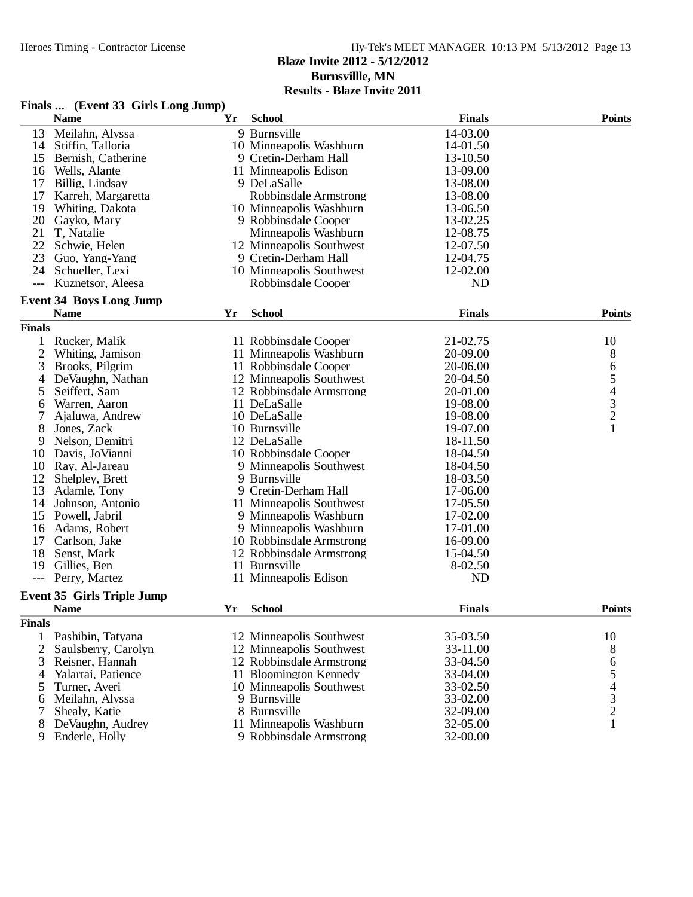## Blaze Invite 2012 - 5/12/2012
## Burnsvillle, MN
## Results - Blaze Invite 2011

### Finals ... (Event 33 Girls Long Jump)

| | Name | Yr | School | Finals | Points |
|---|---|---|---|---|---|
| 13 | Meilahn, Alyssa | 9 | Burnsville | 14-03.00 | |
| 14 | Stiffin, Talloria | 10 | Minneapolis Washburn | 14-01.50 | |
| 15 | Bernish, Catherine | 9 | Cretin-Derham Hall | 13-10.50 | |
| 16 | Wells, Alante | 11 | Minneapolis Edison | 13-09.00 | |
| 17 | Billig, Lindsay | 9 | DeLaSalle | 13-08.00 | |
| 17 | Karreh, Margaretta | | Robbinsdale Armstrong | 13-08.00 | |
| 19 | Whiting, Dakota | 10 | Minneapolis Washburn | 13-06.50 | |
| 20 | Gayko, Mary | 9 | Robbinsdale Cooper | 13-02.25 | |
| 21 | T, Natalie | | Minneapolis Washburn | 12-08.75 | |
| 22 | Schwie, Helen | 12 | Minneapolis Southwest | 12-07.50 | |
| 23 | Guo, Yang-Yang | 9 | Cretin-Derham Hall | 12-04.75 | |
| 24 | Schueller, Lexi | 10 | Minneapolis Southwest | 12-02.00 | |
| --- | Kuznetsor, Aleesa | | Robbinsdale Cooper | ND | |

### Event 34 Boys Long Jump

| | Name | Yr | School | Finals | Points |
|---|---|---|---|---|---|
| **Finals** | | | | | |
| 1 | Rucker, Malik | 11 | Robbinsdale Cooper | 21-02.75 | 10 |
| 2 | Whiting, Jamison | 11 | Minneapolis Washburn | 20-09.00 | 8 |
| 3 | Brooks, Pilgrim | 11 | Robbinsdale Cooper | 20-06.00 | 6 |
| 4 | DeVaughn, Nathan | 12 | Minneapolis Southwest | 20-04.50 | 5 |
| 5 | Seiffert, Sam | 12 | Robbinsdale Armstrong | 20-01.00 | 4 |
| 6 | Warren, Aaron | 11 | DeLaSalle | 19-08.00 | 3 |
| 7 | Ajaluwa, Andrew | 10 | DeLaSalle | 19-08.00 | 2 |
| 8 | Jones, Zack | 10 | Burnsville | 19-07.00 | 1 |
| 9 | Nelson, Demitri | 12 | DeLaSalle | 18-11.50 | |
| 10 | Davis, JoVianni | 10 | Robbinsdale Cooper | 18-04.50 | |
| 10 | Ray, Al-Jareau | 9 | Minneapolis Southwest | 18-04.50 | |
| 12 | Shelpley, Brett | 9 | Burnsville | 18-03.50 | |
| 13 | Adamle, Tony | 9 | Cretin-Derham Hall | 17-06.00 | |
| 14 | Johnson, Antonio | 11 | Minneapolis Southwest | 17-05.50 | |
| 15 | Powell, Jabril | 9 | Minneapolis Washburn | 17-02.00 | |
| 16 | Adams, Robert | 9 | Minneapolis Washburn | 17-01.00 | |
| 17 | Carlson, Jake | 10 | Robbinsdale Armstrong | 16-09.00 | |
| 18 | Senst, Mark | 12 | Robbinsdale Armstrong | 15-04.50 | |
| 19 | Gillies, Ben | 11 | Burnsville | 8-02.50 | |
| --- | Perry, Martez | 11 | Minneapolis Edison | ND | |

### Event 35 Girls Triple Jump

| | Name | Yr | School | Finals | Points |
|---|---|---|---|---|---|
| **Finals** | | | | | |
| 1 | Pashibin, Tatyana | 12 | Minneapolis Southwest | 35-03.50 | 10 |
| 2 | Saulsberry, Carolyn | 12 | Minneapolis Southwest | 33-11.00 | 8 |
| 3 | Reisner, Hannah | 12 | Robbinsdale Armstrong | 33-04.50 | 6 |
| 4 | Yalartai, Patience | 11 | Bloomington Kennedy | 33-04.00 | 5 |
| 5 | Turner, Averi | 10 | Minneapolis Southwest | 33-02.50 | 4 |
| 6 | Meilahn, Alyssa | 9 | Burnsville | 33-02.00 | 3 |
| 7 | Shealy, Katie | 8 | Burnsville | 32-09.00 | 2 |
| 8 | DeVaughn, Audrey | 11 | Minneapolis Washburn | 32-05.00 | 1 |
| 9 | Enderle, Holly | 9 | Robbinsdale Armstrong | 32-00.00 | |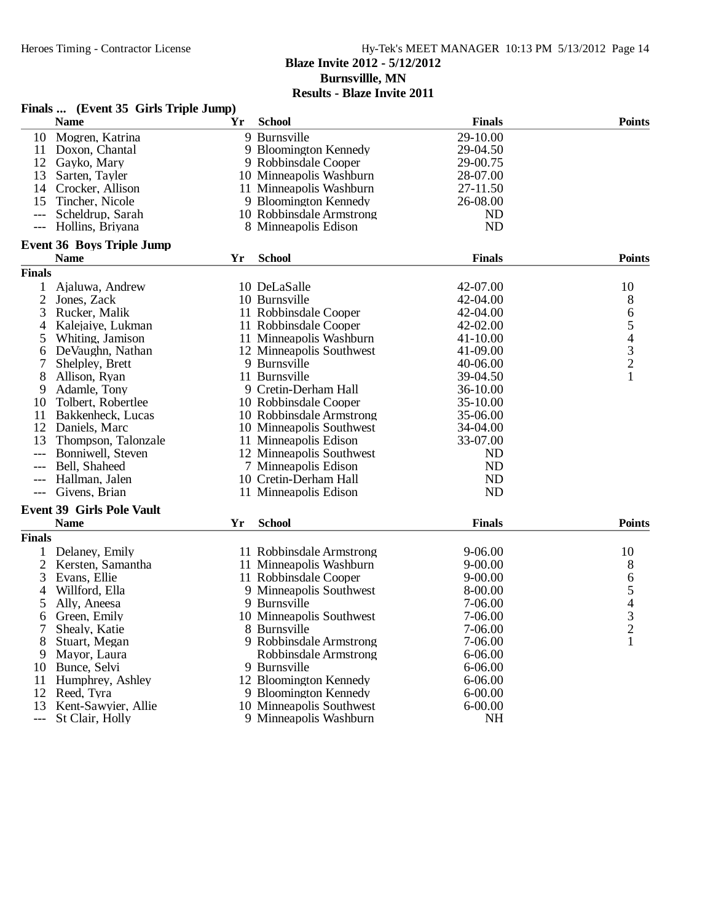**Blaze Invite 2012 - 5/12/2012**
**Burnsvillle, MN**
**Results - Blaze Invite 2011**

**Finals ... (Event 35 Girls Triple Jump)**

| | Name | Yr | School | Finals | Points |
|---|---|---|---|---|---|
| 10 | Mogren, Katrina | 9 | Burnsville | 29-10.00 | |
| 11 | Doxon, Chantal | 9 | Bloomington Kennedy | 29-04.50 | |
| 12 | Gayko, Mary | 9 | Robbinsdale Cooper | 29-00.75 | |
| 13 | Sarten, Tayler | 10 | Minneapolis Washburn | 28-07.00 | |
| 14 | Crocker, Allison | 11 | Minneapolis Washburn | 27-11.50 | |
| 15 | Tincher, Nicole | 9 | Bloomington Kennedy | 26-08.00 | |
| --- | Scheldrup, Sarah | 10 | Robbinsdale Armstrong | ND | |
| --- | Hollins, Briyana | 8 | Minneapolis Edison | ND | |

**Event 36 Boys Triple Jump**

| | Name | Yr | School | Finals | Points |
|---|---|---|---|---|---|
| **Finals** | | | | | |
| 1 | Ajaluwa, Andrew | 10 | DeLaSalle | 42-07.00 | 10 |
| 2 | Jones, Zack | 10 | Burnsville | 42-04.00 | 8 |
| 3 | Rucker, Malik | 11 | Robbinsdale Cooper | 42-04.00 | 6 |
| 4 | Kalejaiye, Lukman | 11 | Robbinsdale Cooper | 42-02.00 | 5 |
| 5 | Whiting, Jamison | 11 | Minneapolis Washburn | 41-10.00 | 4 |
| 6 | DeVaughn, Nathan | 12 | Minneapolis Southwest | 41-09.00 | 3 |
| 7 | Shelpley, Brett | 9 | Burnsville | 40-06.00 | 2 |
| 8 | Allison, Ryan | 11 | Burnsville | 39-04.50 | 1 |
| 9 | Adamle, Tony | 9 | Cretin-Derham Hall | 36-10.00 | |
| 10 | Tolbert, Robertlee | 10 | Robbinsdale Cooper | 35-10.00 | |
| 11 | Bakkenheck, Lucas | 10 | Robbinsdale Armstrong | 35-06.00 | |
| 12 | Daniels, Marc | 10 | Minneapolis Southwest | 34-04.00 | |
| 13 | Thompson, Talonzale | 11 | Minneapolis Edison | 33-07.00 | |
| --- | Bonniwell, Steven | 12 | Minneapolis Southwest | ND | |
| --- | Bell, Shaheed | 7 | Minneapolis Edison | ND | |
| --- | Hallman, Jalen | 10 | Cretin-Derham Hall | ND | |
| --- | Givens, Brian | 11 | Minneapolis Edison | ND | |

**Event 39 Girls Pole Vault**

| | Name | Yr | School | Finals | Points |
|---|---|---|---|---|---|
| **Finals** | | | | | |
| 1 | Delaney, Emily | 11 | Robbinsdale Armstrong | 9-06.00 | 10 |
| 2 | Kersten, Samantha | 11 | Minneapolis Washburn | 9-00.00 | 8 |
| 3 | Evans, Ellie | 11 | Robbinsdale Cooper | 9-00.00 | 6 |
| 4 | Willford, Ella | 9 | Minneapolis Southwest | 8-00.00 | 5 |
| 5 | Ally, Aneesa | 9 | Burnsville | 7-06.00 | 4 |
| 6 | Green, Emily | 10 | Minneapolis Southwest | 7-06.00 | 3 |
| 7 | Shealy, Katie | 8 | Burnsville | 7-06.00 | 2 |
| 8 | Stuart, Megan | 9 | Robbinsdale Armstrong | 7-06.00 | 1 |
| 9 | Mayor, Laura | | Robbinsdale Armstrong | 6-06.00 | |
| 10 | Bunce, Selvi | 9 | Burnsville | 6-06.00 | |
| 11 | Humphrey, Ashley | 12 | Bloomington Kennedy | 6-06.00 | |
| 12 | Reed, Tyra | 9 | Bloomington Kennedy | 6-00.00 | |
| 13 | Kent-Sawyier, Allie | 10 | Minneapolis Southwest | 6-00.00 | |
| --- | St Clair, Holly | 9 | Minneapolis Washburn | NH | |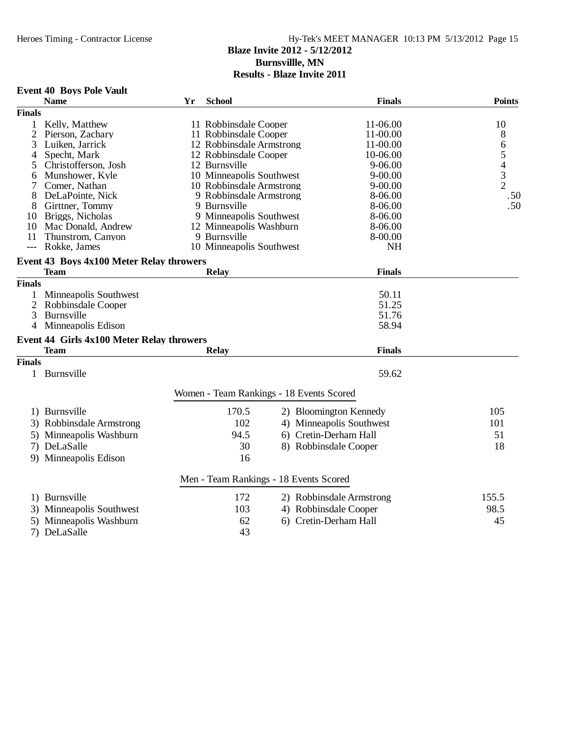## Blaze Invite 2012 - 5/12/2012
## Burnsvillle, MN
## Results - Blaze Invite 2011

### Event 40 Boys Pole Vault

| | Name | Yr | School | Finals | Points |
|---|---|---|---|---|---|
| **Finals** | | | | | |
| 1 | Kelly, Matthew | 11 | Robbinsdale Cooper | 11-06.00 | 10 |
| 2 | Pierson, Zachary | 11 | Robbinsdale Cooper | 11-00.00 | 8 |
| 3 | Luiken, Jarrick | 12 | Robbinsdale Armstrong | 11-00.00 | 6 |
| 4 | Specht, Mark | 12 | Robbinsdale Cooper | 10-06.00 | 5 |
| 5 | Christofferson, Josh | 12 | Burnsville | 9-06.00 | 4 |
| 6 | Munshower, Kyle | 10 | Minneapolis Southwest | 9-00.00 | 3 |
| 7 | Comer, Nathan | 10 | Robbinsdale Armstrong | 9-00.00 | 2 |
| 8 | DeLaPointe, Nick | 9 | Robbinsdale Armstrong | 8-06.00 | .50 |
| 8 | Girttner, Tommy | 9 | Burnsville | 8-06.00 | .50 |
| 10 | Briggs, Nicholas | 9 | Minneapolis Southwest | 8-06.00 | |
| 10 | Mac Donald, Andrew | 12 | Minneapolis Washburn | 8-06.00 | |
| 11 | Thunstrom, Canyon | 9 | Burnsville | 8-00.00 | |
| --- | Rokke, James | 10 | Minneapolis Southwest | NH | |

### Event 43 Boys 4x100 Meter Relay throwers

| | Team | Relay | Finals |
|---|---|---|---|
| **Finals** | | | |
| 1 | Minneapolis Southwest | | 50.11 |
| 2 | Robbinsdale Cooper | | 51.25 |
| 3 | Burnsville | | 51.76 |
| 4 | Minneapolis Edison | | 58.94 |

### Event 44 Girls 4x100 Meter Relay throwers

| | Team | Relay | Finals |
|---|---|---|---|
| **Finals** | | | |
| 1 | Burnsville | | 59.62 |

### Women - Team Rankings - 18 Events Scored

| | | | |
|---|---|---|---|
| 1) Burnsville | 170.5 | 2) Bloomington Kennedy | 105 |
| 3) Robbinsdale Armstrong | 102 | 4) Minneapolis Southwest | 101 |
| 5) Minneapolis Washburn | 94.5 | 6) Cretin-Derham Hall | 51 |
| 7) DeLaSalle | 30 | 8) Robbinsdale Cooper | 18 |
| 9) Minneapolis Edison | 16 | | |

### Men - Team Rankings - 18 Events Scored

| | | | |
|---|---|---|---|
| 1) Burnsville | 172 | 2) Robbinsdale Armstrong | 155.5 |
| 3) Minneapolis Southwest | 103 | 4) Robbinsdale Cooper | 98.5 |
| 5) Minneapolis Washburn | 62 | 6) Cretin-Derham Hall | 45 |
| 7) DeLaSalle | 43 | | |